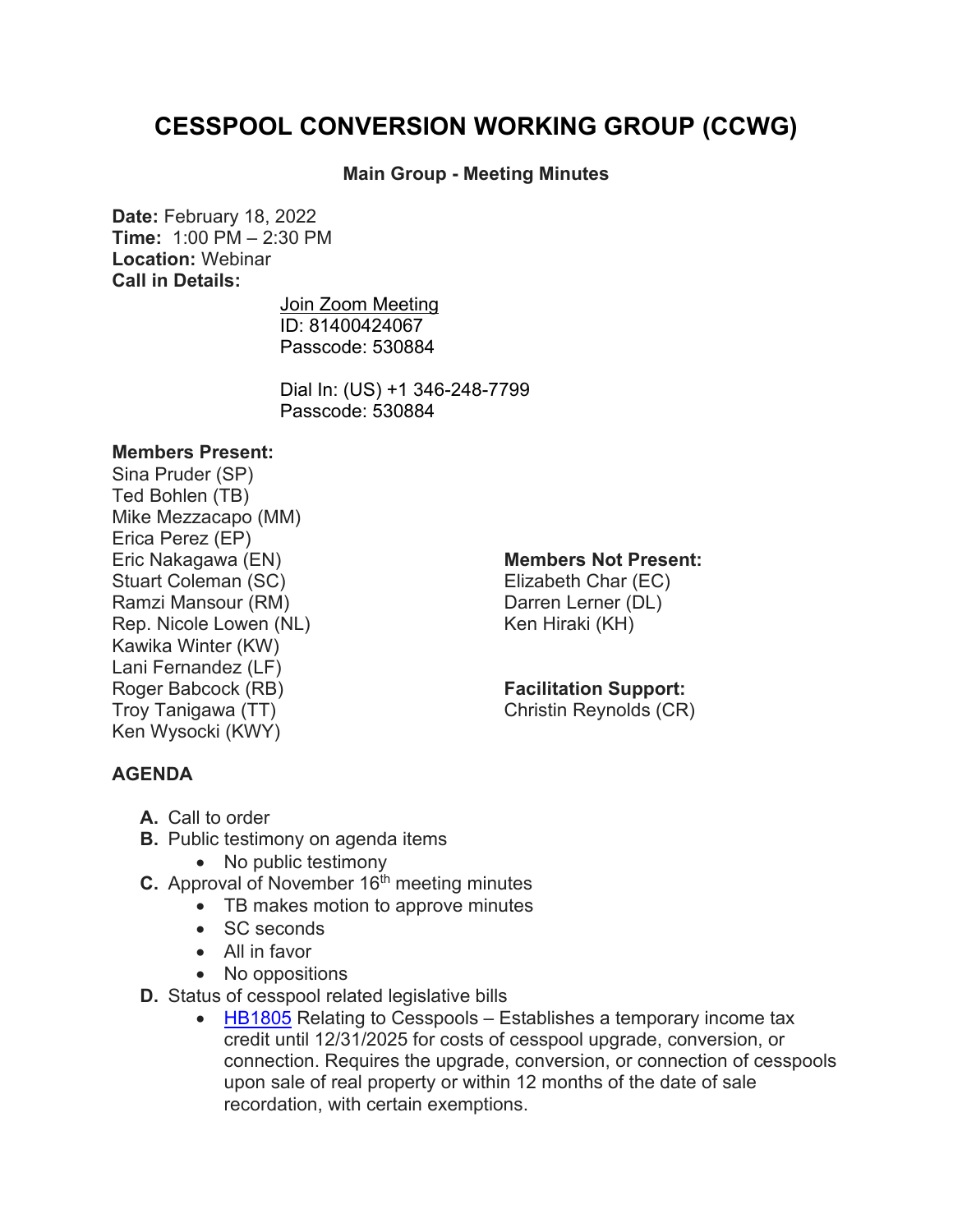# CESSPOOL CONVERSION WORKING GROUP (CCWG)

**Main Group - Meeting Minutes**

**Date:** February 18, 2022
**Time:** 1:00 PM – 2:30 PM
**Location:** Webinar
**Call in Details:**

Join Zoom Meeting
ID: 81400424067
Passcode: 530884

Dial In: (US) +1 346-248-7799
Passcode: 530884

**Members Present:**
Sina Pruder (SP)
Ted Bohlen (TB)
Mike Mezzacapo (MM)
Erica Perez (EP)
Eric Nakagawa (EN)
Stuart Coleman (SC)
Ramzi Mansour (RM)
Rep. Nicole Lowen (NL)
Kawika Winter (KW)
Lani Fernandez (LF)
Roger Babcock (RB)
Troy Tanigawa (TT)
Ken Wysocki (KWY)

**Members Not Present:**
Elizabeth Char (EC)
Darren Lerner (DL)
Ken Hiraki (KH)

**Facilitation Support:**
Christin Reynolds (CR)

## AGENDA

**A.** Call to order

**B.** Public testimony on agenda items
- No public testimony

**C.** Approval of November 16th meeting minutes
- TB makes motion to approve minutes
- SC seconds
- All in favor
- No oppositions

**D.** Status of cesspool related legislative bills
- HB1805 Relating to Cesspools – Establishes a temporary income tax credit until 12/31/2025 for costs of cesspool upgrade, conversion, or connection. Requires the upgrade, conversion, or connection of cesspools upon sale of real property or within 12 months of the date of sale recordation, with certain exemptions.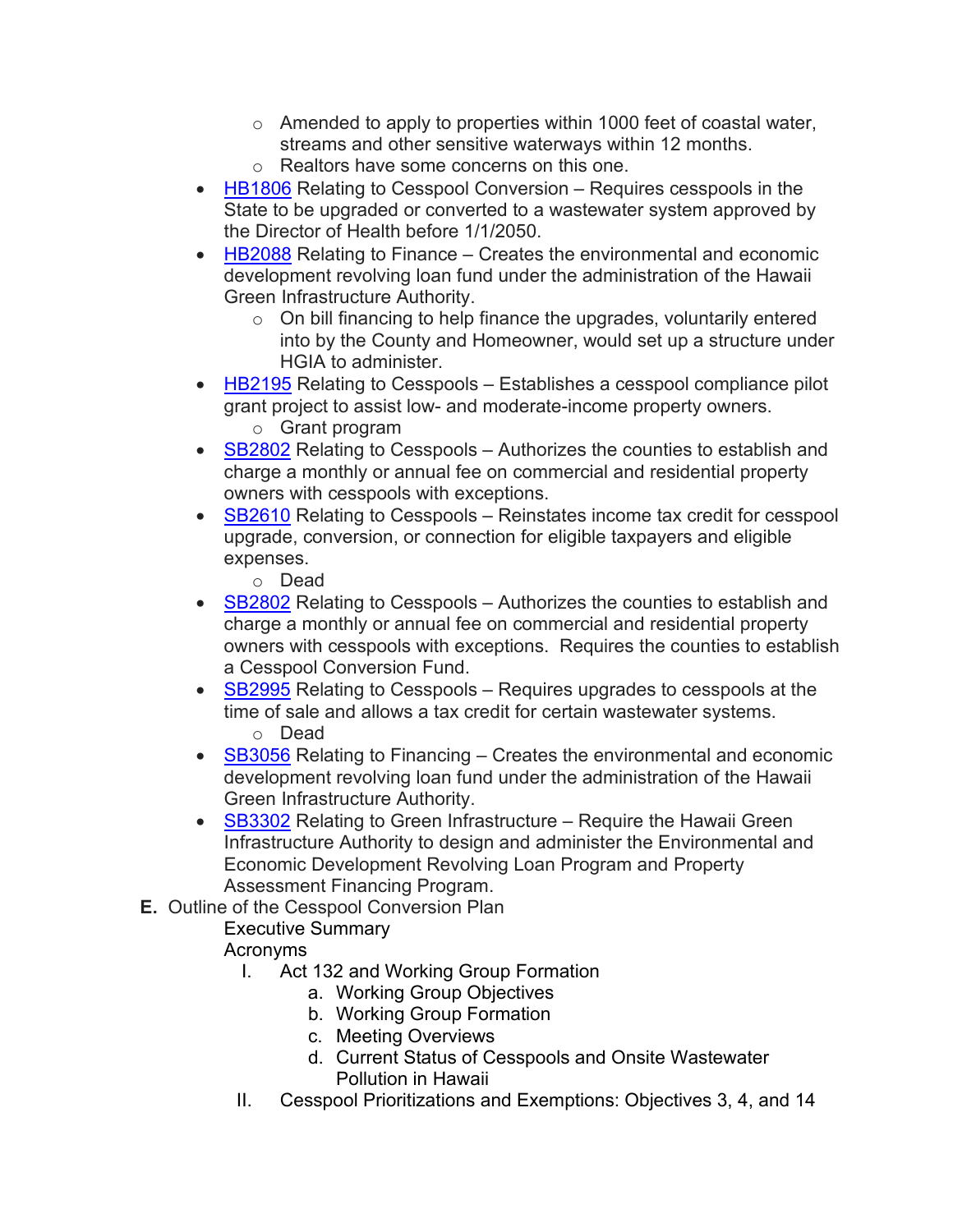- Amended to apply to properties within 1000 feet of coastal water, streams and other sensitive waterways within 12 months.
    - Realtors have some concerns on this one.
- HB1806 Relating to Cesspool Conversion – Requires cesspools in the State to be upgraded or converted to a wastewater system approved by the Director of Health before 1/1/2050.
- HB2088 Relating to Finance – Creates the environmental and economic development revolving loan fund under the administration of the Hawaii Green Infrastructure Authority.
    - On bill financing to help finance the upgrades, voluntarily entered into by the County and Homeowner, would set up a structure under HGIA to administer.
- HB2195 Relating to Cesspools – Establishes a cesspool compliance pilot grant project to assist low- and moderate-income property owners.
    - Grant program
- SB2802 Relating to Cesspools – Authorizes the counties to establish and charge a monthly or annual fee on commercial and residential property owners with cesspools with exceptions.
- SB2610 Relating to Cesspools – Reinstates income tax credit for cesspool upgrade, conversion, or connection for eligible taxpayers and eligible expenses.
    - Dead
- SB2802 Relating to Cesspools – Authorizes the counties to establish and charge a monthly or annual fee on commercial and residential property owners with cesspools with exceptions. Requires the counties to establish a Cesspool Conversion Fund.
- SB2995 Relating to Cesspools – Requires upgrades to cesspools at the time of sale and allows a tax credit for certain wastewater systems.
    - Dead
- SB3056 Relating to Financing – Creates the environmental and economic development revolving loan fund under the administration of the Hawaii Green Infrastructure Authority.
- SB3302 Relating to Green Infrastructure – Require the Hawaii Green Infrastructure Authority to design and administer the Environmental and Economic Development Revolving Loan Program and Property Assessment Financing Program.

**E.** Outline of the Cesspool Conversion Plan

Executive Summary

Acronyms

I. Act 132 and Working Group Formation
   a. Working Group Objectives
   b. Working Group Formation
   c. Meeting Overviews
   d. Current Status of Cesspools and Onsite Wastewater Pollution in Hawaii

II. Cesspool Prioritizations and Exemptions: Objectives 3, 4, and 14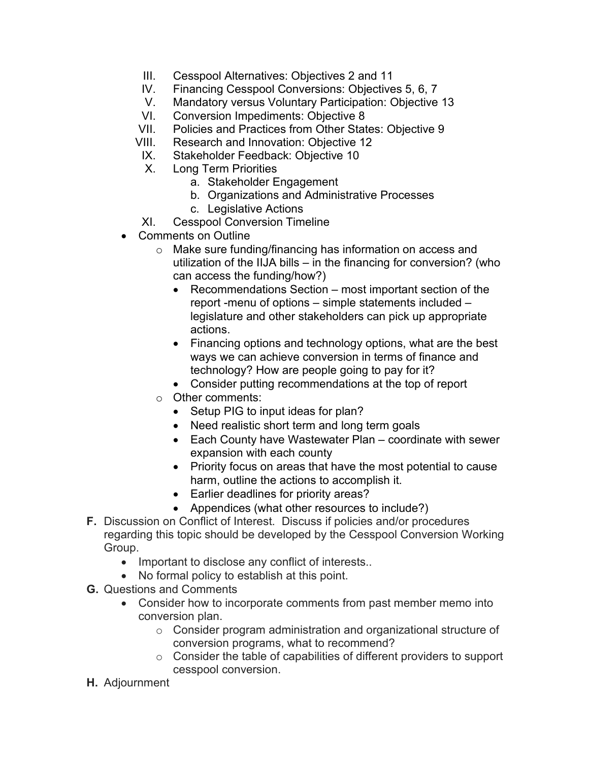III. Cesspool Alternatives: Objectives 2 and 11
IV. Financing Cesspool Conversions: Objectives 5, 6, 7
V. Mandatory versus Voluntary Participation: Objective 13
VI. Conversion Impediments: Objective 8
VII. Policies and Practices from Other States: Objective 9
VIII. Research and Innovation: Objective 12
IX. Stakeholder Feedback: Objective 10
X. Long Term Priorities
    a. Stakeholder Engagement
    b. Organizations and Administrative Processes
    c. Legislative Actions
XI. Cesspool Conversion Timeline

- Comments on Outline
    - Make sure funding/financing has information on access and utilization of the IIJA bills – in the financing for conversion? (who can access the funding/how?)
        - Recommendations Section – most important section of the report -menu of options – simple statements included – legislature and other stakeholders can pick up appropriate actions.
        - Financing options and technology options, what are the best ways we can achieve conversion in terms of finance and technology? How are people going to pay for it?
        - Consider putting recommendations at the top of report
    - Other comments:
        - Setup PIG to input ideas for plan?
        - Need realistic short term and long term goals
        - Each County have Wastewater Plan – coordinate with sewer expansion with each county
        - Priority focus on areas that have the most potential to cause harm, outline the actions to accomplish it.
        - Earlier deadlines for priority areas?
        - Appendices (what other resources to include?)

**F.** Discussion on Conflict of Interest. Discuss if policies and/or procedures regarding this topic should be developed by the Cesspool Conversion Working Group.

- Important to disclose any conflict of interests..
- No formal policy to establish at this point.

**G.** Questions and Comments

- Consider how to incorporate comments from past member memo into conversion plan.
    - Consider program administration and organizational structure of conversion programs, what to recommend?
    - Consider the table of capabilities of different providers to support cesspool conversion.

**H.** Adjournment